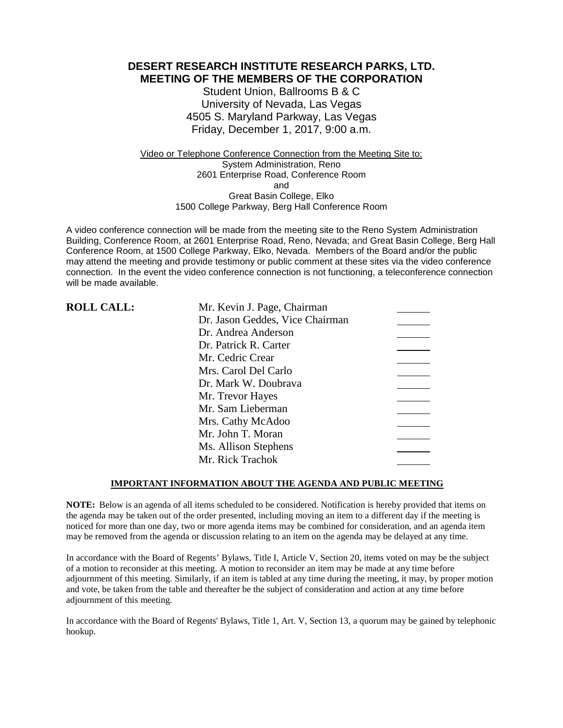# DESERT RESEARCH INSTITUTE RESEARCH PARKS, LTD.
## MEETING OF THE MEMBERS OF THE CORPORATION

Student Union, Ballrooms B & C
University of Nevada, Las Vegas
4505 S. Maryland Parkway, Las Vegas
Friday, December 1, 2017, 9:00 a.m.

Video or Telephone Conference Connection from the Meeting Site to:
System Administration, Reno
2601 Enterprise Road, Conference Room
and
Great Basin College, Elko
1500 College Parkway, Berg Hall Conference Room

A video conference connection will be made from the meeting site to the Reno System Administration Building, Conference Room, at 2601 Enterprise Road, Reno, Nevada; and Great Basin College, Berg Hall Conference Room, at 1500 College Parkway, Elko, Nevada. Members of the Board and/or the public may attend the meeting and provide testimony or public comment at these sites via the video conference connection. In the event the video conference connection is not functioning, a teleconference connection will be made available.

**ROLL CALL:**

| | |
|---|---|
| Mr. Kevin J. Page, Chairman | ______ |
| Dr. Jason Geddes, Vice Chairman | ______ |
| Dr. Andrea Anderson | ______ |
| Dr. Patrick R. Carter | ______ |
| Mr. Cedric Crear | ______ |
| Mrs. Carol Del Carlo | ______ |
| Dr. Mark W. Doubrava | ______ |
| Mr. Trevor Hayes | ______ |
| Mr. Sam Lieberman | ______ |
| Mrs. Cathy McAdoo | ______ |
| Mr. John T. Moran | ______ |
| Ms. Allison Stephens | ______ |
| Mr. Rick Trachok | ______ |

**IMPORTANT INFORMATION ABOUT THE AGENDA AND PUBLIC MEETING**

**NOTE:** Below is an agenda of all items scheduled to be considered. Notification is hereby provided that items on the agenda may be taken out of the order presented, including moving an item to a different day if the meeting is noticed for more than one day, two or more agenda items may be combined for consideration, and an agenda item may be removed from the agenda or discussion relating to an item on the agenda may be delayed at any time.

In accordance with the Board of Regents' Bylaws, Title I, Article V, Section 20, items voted on may be the subject of a motion to reconsider at this meeting. A motion to reconsider an item may be made at any time before adjournment of this meeting. Similarly, if an item is tabled at any time during the meeting, it may, by proper motion and vote, be taken from the table and thereafter be the subject of consideration and action at any time before adjournment of this meeting.

In accordance with the Board of Regents' Bylaws, Title 1, Art. V, Section 13, a quorum may be gained by telephonic hookup.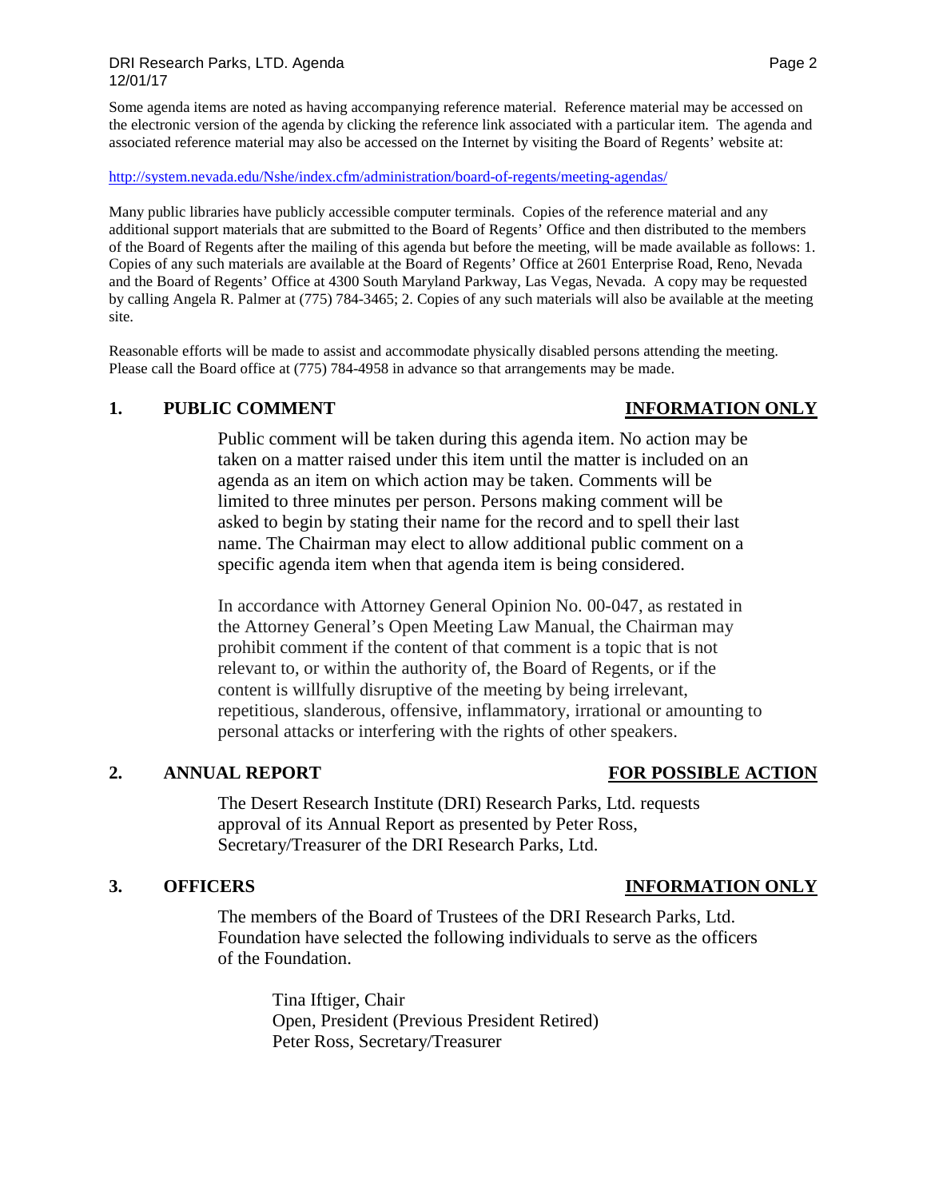Some agenda items are noted as having accompanying reference material. Reference material may be accessed on the electronic version of the agenda by clicking the reference link associated with a particular item. The agenda and associated reference material may also be accessed on the Internet by visiting the Board of Regents' website at:

http://system.nevada.edu/Nshe/index.cfm/administration/board-of-regents/meeting-agendas/

Many public libraries have publicly accessible computer terminals. Copies of the reference material and any additional support materials that are submitted to the Board of Regents' Office and then distributed to the members of the Board of Regents after the mailing of this agenda but before the meeting, will be made available as follows: 1. Copies of any such materials are available at the Board of Regents' Office at 2601 Enterprise Road, Reno, Nevada and the Board of Regents' Office at 4300 South Maryland Parkway, Las Vegas, Nevada. A copy may be requested by calling Angela R. Palmer at (775) 784-3465; 2. Copies of any such materials will also be available at the meeting site.

Reasonable efforts will be made to assist and accommodate physically disabled persons attending the meeting. Please call the Board office at (775) 784-4958 in advance so that arrangements may be made.

## 1. PUBLIC COMMENT — INFORMATION ONLY

Public comment will be taken during this agenda item. No action may be taken on a matter raised under this item until the matter is included on an agenda as an item on which action may be taken. Comments will be limited to three minutes per person. Persons making comment will be asked to begin by stating their name for the record and to spell their last name. The Chairman may elect to allow additional public comment on a specific agenda item when that agenda item is being considered.

In accordance with Attorney General Opinion No. 00-047, as restated in the Attorney General's Open Meeting Law Manual, the Chairman may prohibit comment if the content of that comment is a topic that is not relevant to, or within the authority of, the Board of Regents, or if the content is willfully disruptive of the meeting by being irrelevant, repetitious, slanderous, offensive, inflammatory, irrational or amounting to personal attacks or interfering with the rights of other speakers.

## 2. ANNUAL REPORT — FOR POSSIBLE ACTION

The Desert Research Institute (DRI) Research Parks, Ltd. requests approval of its Annual Report as presented by Peter Ross, Secretary/Treasurer of the DRI Research Parks, Ltd.

## 3. OFFICERS — INFORMATION ONLY

The members of the Board of Trustees of the DRI Research Parks, Ltd. Foundation have selected the following individuals to serve as the officers of the Foundation.

Tina Iftiger, Chair
Open, President (Previous President Retired)
Peter Ross, Secretary/Treasurer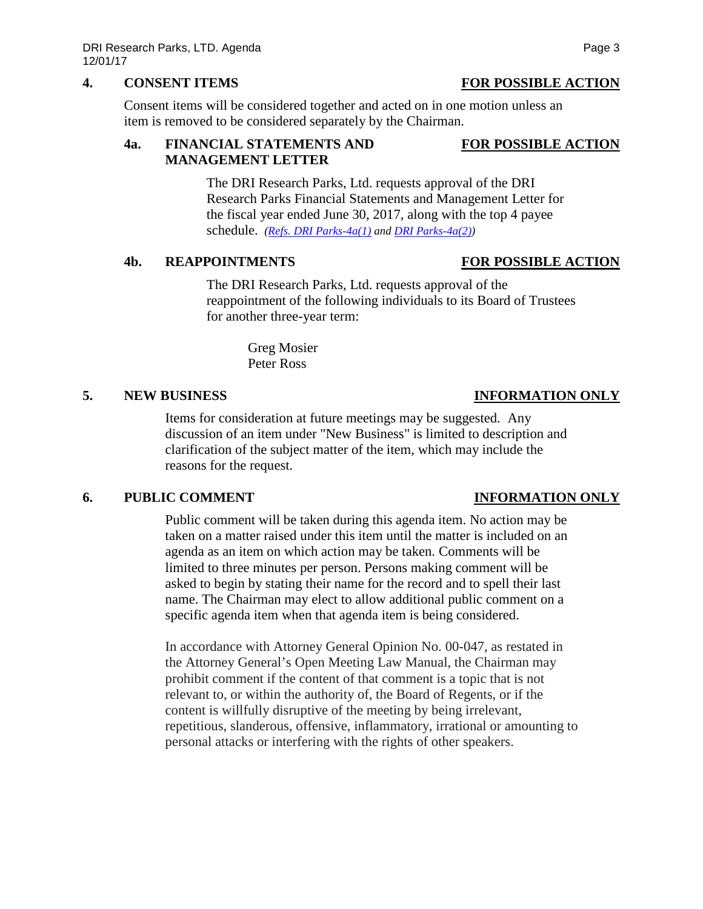## 4. CONSENT ITEMS — FOR POSSIBLE ACTION

Consent items will be considered together and acted on in one motion unless an item is removed to be considered separately by the Chairman.

### 4a. FINANCIAL STATEMENTS AND MANAGEMENT LETTER — FOR POSSIBLE ACTION

The DRI Research Parks, Ltd. requests approval of the DRI Research Parks Financial Statements and Management Letter for the fiscal year ended June 30, 2017, along with the top 4 payee schedule. *(Refs. DRI Parks-4a(1) and DRI Parks-4a(2))*

### 4b. REAPPOINTMENTS — FOR POSSIBLE ACTION

The DRI Research Parks, Ltd. requests approval of the reappointment of the following individuals to its Board of Trustees for another three-year term:

Greg Mosier
Peter Ross

## 5. NEW BUSINESS — INFORMATION ONLY

Items for consideration at future meetings may be suggested. Any discussion of an item under "New Business" is limited to description and clarification of the subject matter of the item, which may include the reasons for the request.

## 6. PUBLIC COMMENT — INFORMATION ONLY

Public comment will be taken during this agenda item. No action may be taken on a matter raised under this item until the matter is included on an agenda as an item on which action may be taken. Comments will be limited to three minutes per person. Persons making comment will be asked to begin by stating their name for the record and to spell their last name. The Chairman may elect to allow additional public comment on a specific agenda item when that agenda item is being considered.

In accordance with Attorney General Opinion No. 00-047, as restated in the Attorney General's Open Meeting Law Manual, the Chairman may prohibit comment if the content of that comment is a topic that is not relevant to, or within the authority of, the Board of Regents, or if the content is willfully disruptive of the meeting by being irrelevant, repetitious, slanderous, offensive, inflammatory, irrational or amounting to personal attacks or interfering with the rights of other speakers.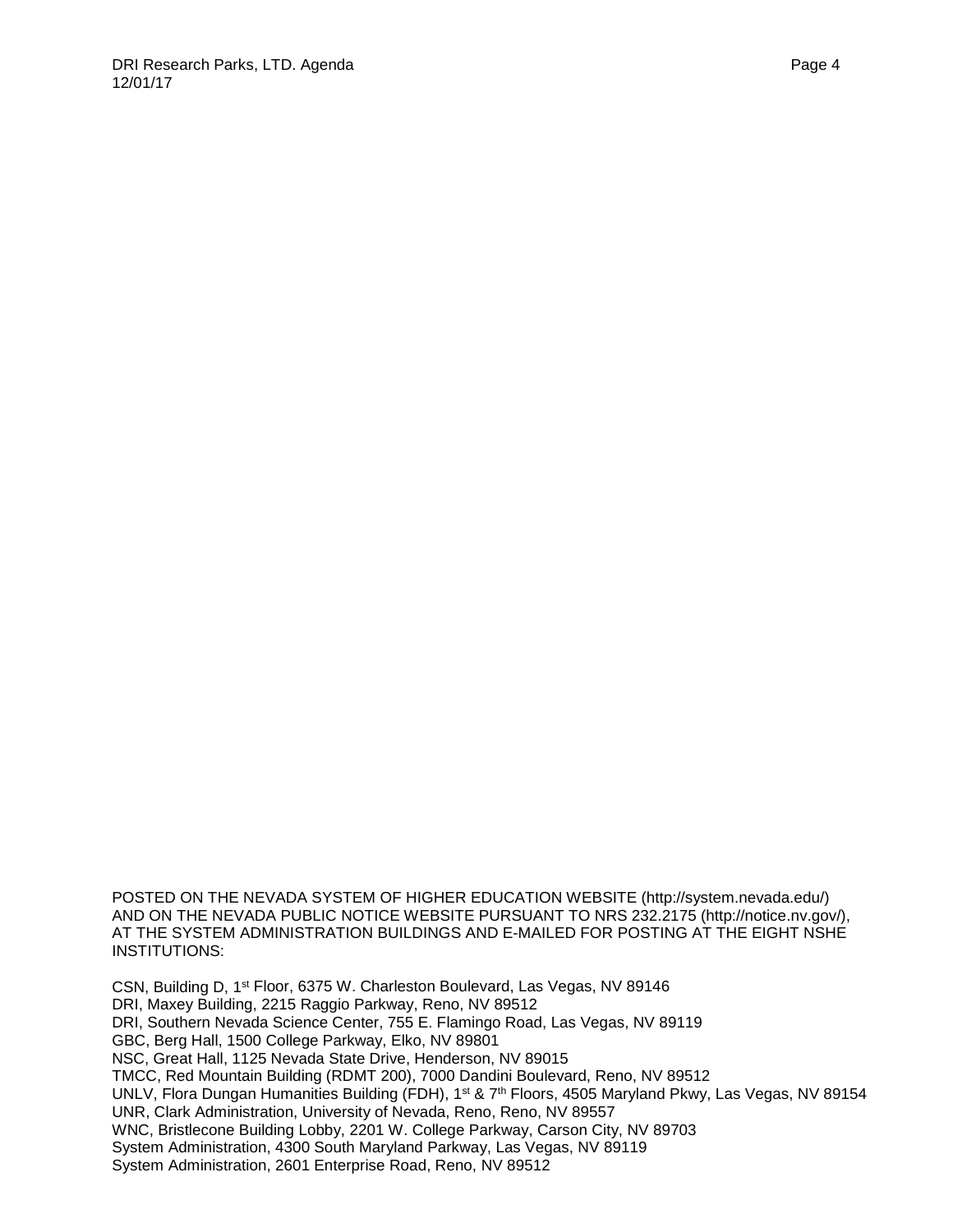POSTED ON THE NEVADA SYSTEM OF HIGHER EDUCATION WEBSITE (http://system.nevada.edu/) AND ON THE NEVADA PUBLIC NOTICE WEBSITE PURSUANT TO NRS 232.2175 (http://notice.nv.gov/), AT THE SYSTEM ADMINISTRATION BUILDINGS AND E-MAILED FOR POSTING AT THE EIGHT NSHE INSTITUTIONS:

CSN, Building D, 1st Floor, 6375 W. Charleston Boulevard, Las Vegas, NV 89146
DRI, Maxey Building, 2215 Raggio Parkway, Reno, NV 89512
DRI, Southern Nevada Science Center, 755 E. Flamingo Road, Las Vegas, NV 89119
GBC, Berg Hall, 1500 College Parkway, Elko, NV 89801
NSC, Great Hall, 1125 Nevada State Drive, Henderson, NV 89015
TMCC, Red Mountain Building (RDMT 200), 7000 Dandini Boulevard, Reno, NV 89512
UNLV, Flora Dungan Humanities Building (FDH), 1st & 7th Floors, 4505 Maryland Pkwy, Las Vegas, NV 89154
UNR, Clark Administration, University of Nevada, Reno, Reno, NV 89557
WNC, Bristlecone Building Lobby, 2201 W. College Parkway, Carson City, NV 89703
System Administration, 4300 South Maryland Parkway, Las Vegas, NV 89119
System Administration, 2601 Enterprise Road, Reno, NV 89512